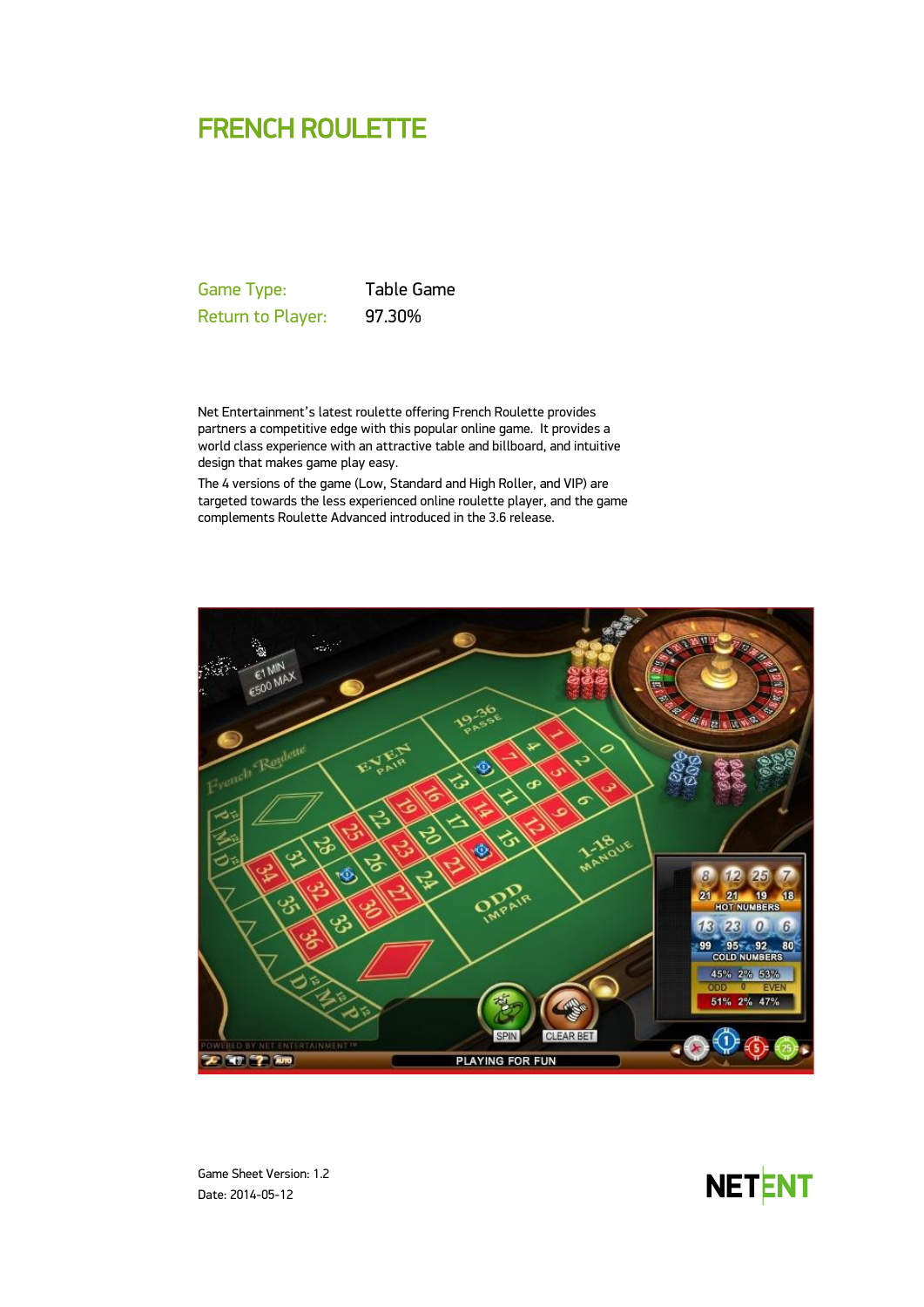# FRENCH ROULETTE

| | |
|---|---|
| Game Type: | Table Game |
| Return to Player: | 97.30% |

Net Entertainment's latest roulette offering French Roulette provides partners a competitive edge with this popular online game. It provides a world class experience with an attractive table and billboard, and intuitive design that makes game play easy.

The 4 versions of the game (Low, Standard and High Roller, and VIP) are targeted towards the less experienced online roulette player, and the game complements Roulette Advanced introduced in the 3.6 release.

Game Sheet Version: 1.2
Date: 2014-05-12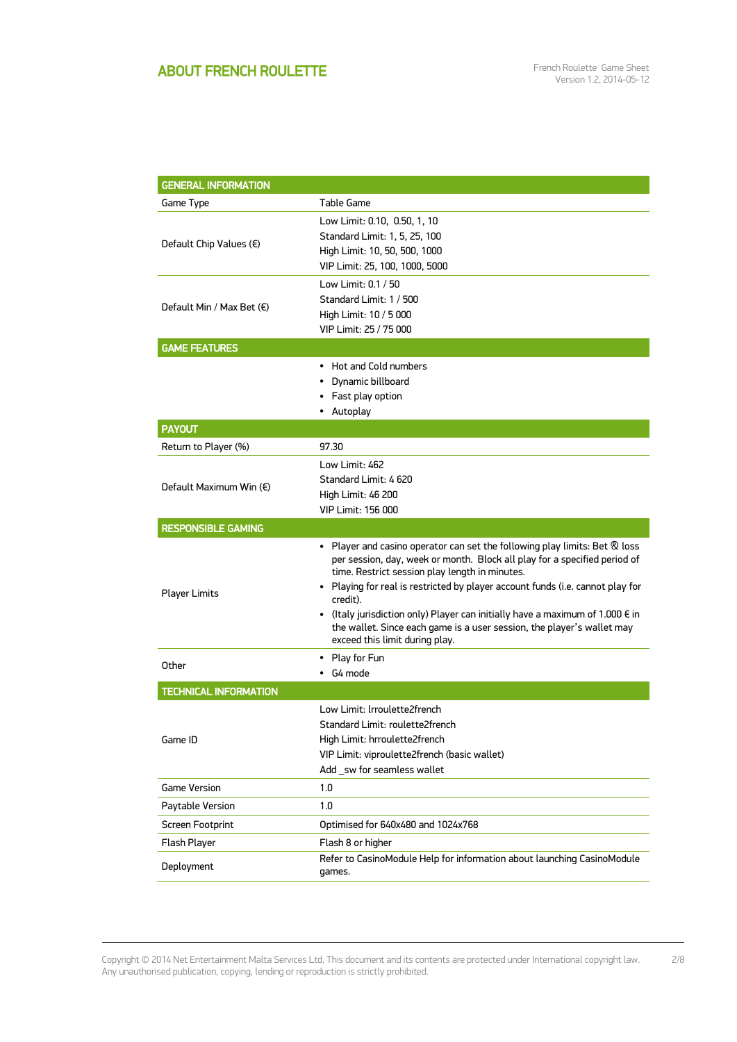## ABOUT FRENCH ROULETTE

| GENERAL INFORMATION | |
|---|---|
| Game Type | Table Game |
| Default Chip Values (€) | Low Limit: 0.10, 0.50, 1, 10<br>Standard Limit: 1, 5, 25, 100<br>High Limit: 10, 50, 500, 1000<br>VIP Limit: 25, 100, 1000, 5000 |
| Default Min / Max Bet (€) | Low Limit: 0.1 / 50<br>Standard Limit: 1 / 500<br>High Limit: 10 / 5 000<br>VIP Limit: 25 / 75 000 |
| **GAME FEATURES** | |
| | • Hot and Cold numbers<br>• Dynamic billboard<br>• Fast play option<br>• Autoplay |
| **PAYOUT** | |
| Return to Player (%) | 97.30 |
| Default Maximum Win (€) | Low Limit: 462<br>Standard Limit: 4 620<br>High Limit: 46 200<br>VIP Limit: 156 000 |
| **RESPONSIBLE GAMING** | |
| Player Limits | • Player and casino operator can set the following play limits: Bet ® loss per session, day, week or month. Block all play for a specified period of time. Restrict session play length in minutes.<br>• Playing for real is restricted by player account funds (i.e. cannot play for credit).<br>• (Italy jurisdiction only) Player can initially have a maximum of 1.000 € in the wallet. Since each game is a user session, the player's wallet may exceed this limit during play. |
| Other | • Play for Fun<br>• G4 mode |
| **TECHNICAL INFORMATION** | |
| Game ID | Low Limit: lrroulette2french<br>Standard Limit: roulette2french<br>High Limit: hrroulette2french<br>VIP Limit: viproulette2french (basic wallet)<br>Add _sw for seamless wallet |
| Game Version | 1.0 |
| Paytable Version | 1.0 |
| Screen Footprint | Optimised for 640x480 and 1024x768 |
| Flash Player | Flash 8 or higher |
| Deployment | Refer to CasinoModule Help for information about launching CasinoModule games. |

Copyright © 2014 Net Entertainment Malta Services Ltd. This document and its contents are protected under International copyright law. Any unauthorised publication, copying, lending or reproduction is strictly prohibited.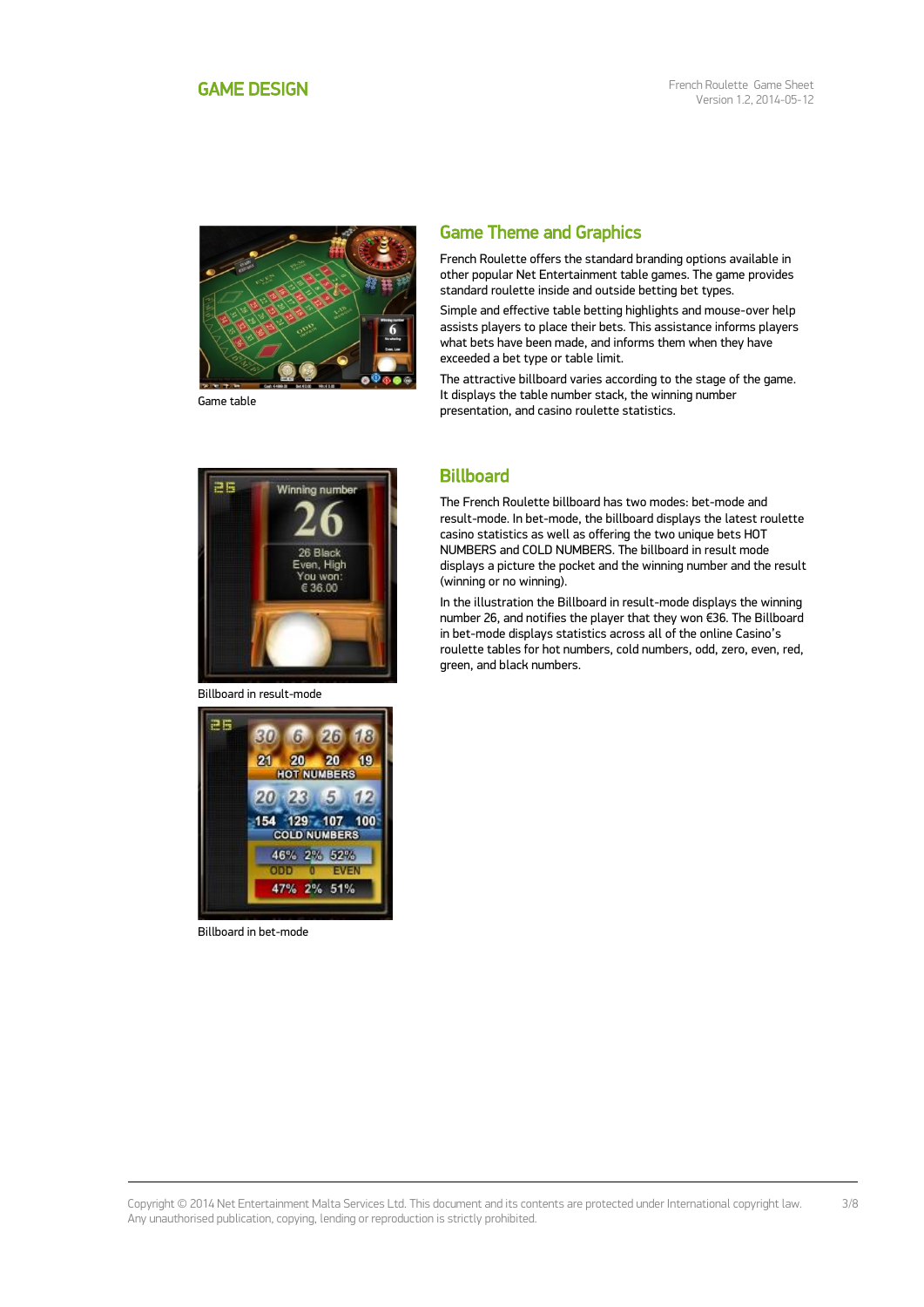## GAME DESIGN

Game table

### Game Theme and Graphics

French Roulette offers the standard branding options available in other popular Net Entertainment table games. The game provides standard roulette inside and outside betting bet types.

Simple and effective table betting highlights and mouse-over help assists players to place their bets. This assistance informs players what bets have been made, and informs them when they have exceeded a bet type or table limit.

The attractive billboard varies according to the stage of the game. It displays the table number stack, the winning number presentation, and casino roulette statistics.

Billboard in result-mode

Billboard in bet-mode

### Billboard

The French Roulette billboard has two modes: bet-mode and result-mode. In bet-mode, the billboard displays the latest roulette casino statistics as well as offering the two unique bets HOT NUMBERS and COLD NUMBERS. The billboard in result mode displays a picture the pocket and the winning number and the result (winning or no winning).

In the illustration the Billboard in result-mode displays the winning number 26, and notifies the player that they won €36. The Billboard in bet-mode displays statistics across all of the online Casino's roulette tables for hot numbers, cold numbers, odd, zero, even, red, green, and black numbers.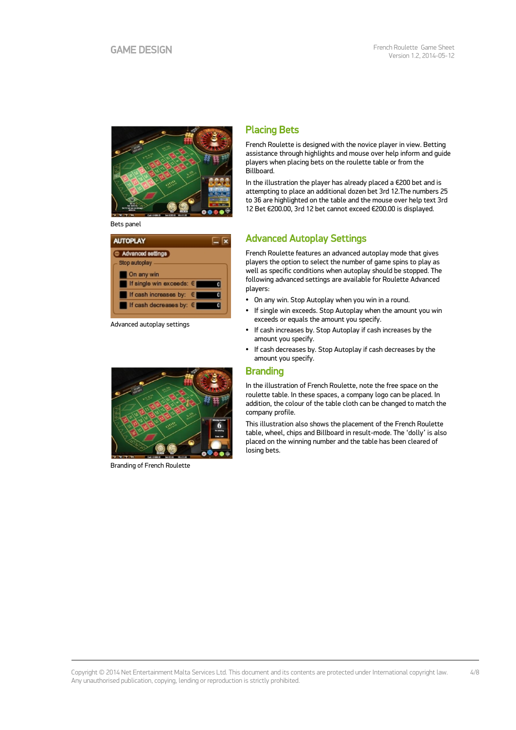Bets panel

## Placing Bets

French Roulette is designed with the novice player in view. Betting assistance through highlights and mouse over help inform and guide players when placing bets on the roulette table or from the Billboard.

In the illustration the player has already placed a €200 bet and is attempting to place an additional dozen bet 3rd 12.The numbers 25 to 36 are highlighted on the table and the mouse over help text 3rd 12 Bet €200.00, 3rd 12 bet cannot exceed €200.00 is displayed.

Advanced autoplay settings

## Advanced Autoplay Settings

French Roulette features an advanced autoplay mode that gives players the option to select the number of game spins to play as well as specific conditions when autoplay should be stopped. The following advanced settings are available for Roulette Advanced players:

- On any win. Stop Autoplay when you win in a round.
- If single win exceeds. Stop Autoplay when the amount you win exceeds or equals the amount you specify.
- If cash increases by. Stop Autoplay if cash increases by the amount you specify.
- If cash decreases by. Stop Autoplay if cash decreases by the amount you specify.

Branding of French Roulette

## Branding

In the illustration of French Roulette, note the free space on the roulette table. In these spaces, a company logo can be placed. In addition, the colour of the table cloth can be changed to match the company profile.

This illustration also shows the placement of the French Roulette table, wheel, chips and Billboard in result-mode. The 'dolly' is also placed on the winning number and the table has been cleared of losing bets.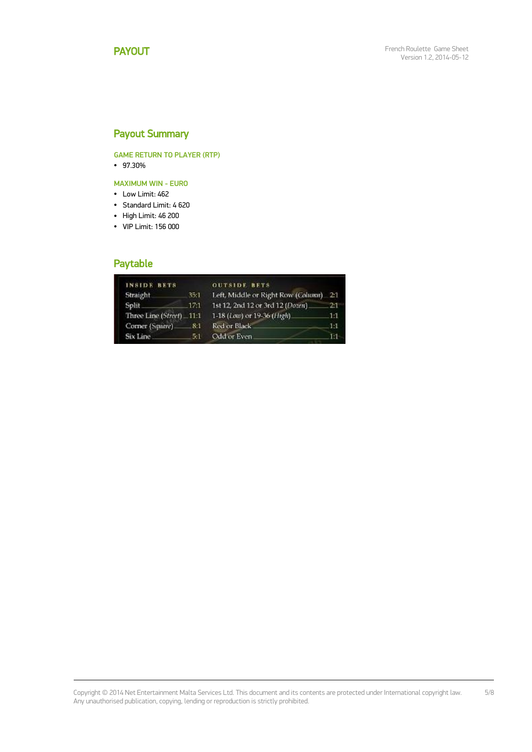# PAYOUT

## Payout Summary

### GAME RETURN TO PLAYER (RTP)

- 97.30%

### MAXIMUM WIN - EURO

- Low Limit: 462
- Standard Limit: 4 620
- High Limit: 46 200
- VIP Limit: 156 000

## Paytable

| INSIDE BETS | | OUTSIDE BETS | |
|---|---|---|---|
| Straight | 35:1 | Left, Middle or Right Row (*Column*) | 2:1 |
| Split | 17:1 | 1st 12, 2nd 12 or 3rd 12 (*Dozen*) | 2:1 |
| Three Line (*Street*) | 11:1 | 1-18 (*Low*) or 19-36 (*High*) | 1:1 |
| Corner (*Square*) | 8:1 | Red or Black | 1:1 |
| Six Line | 5:1 | Odd or Even | 1:1 |

Copyright © 2014 Net Entertainment Malta Services Ltd. This document and its contents are protected under International copyright law. Any unauthorised publication, copying, lending or reproduction is strictly prohibited.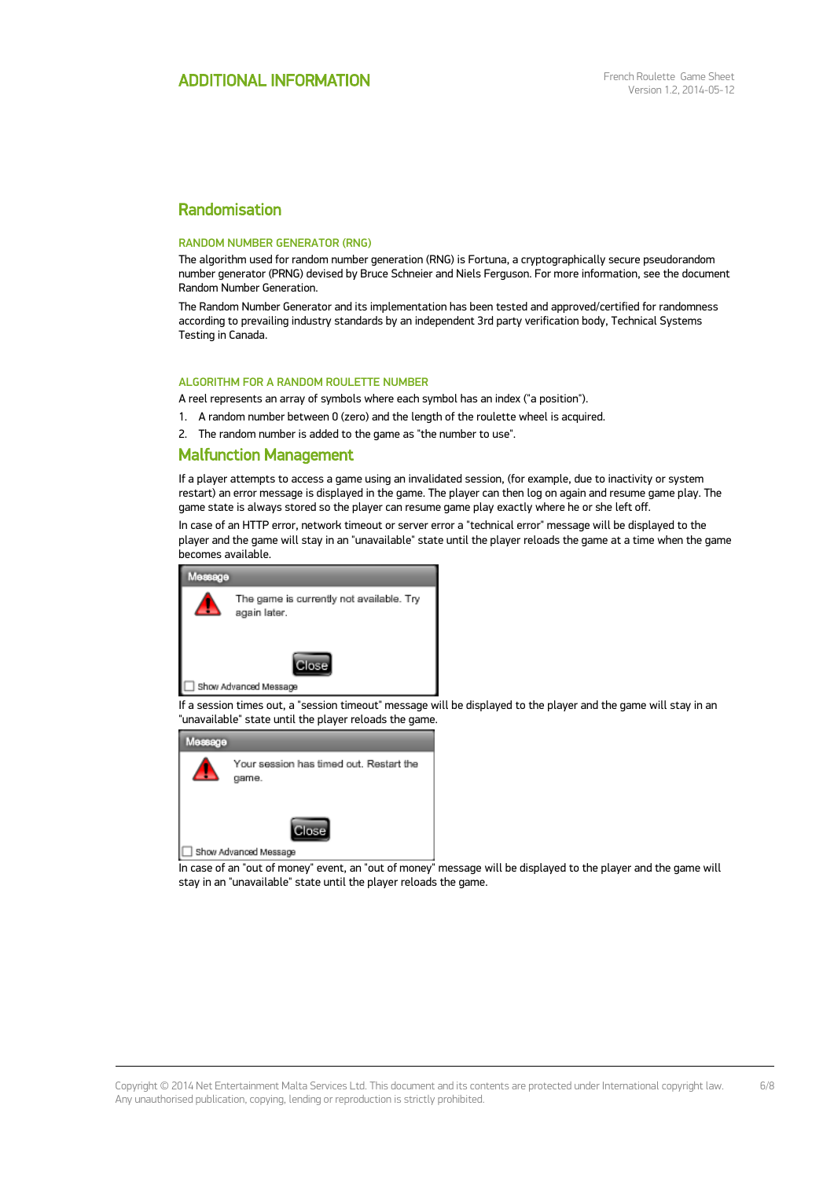## ADDITIONAL INFORMATION

### Randomisation

#### RANDOM NUMBER GENERATOR (RNG)

The algorithm used for random number generation (RNG) is Fortuna, a cryptographically secure pseudorandom number generator (PRNG) devised by Bruce Schneier and Niels Ferguson. For more information, see the document Random Number Generation.

The Random Number Generator and its implementation has been tested and approved/certified for randomness according to prevailing industry standards by an independent 3rd party verification body, Technical Systems Testing in Canada.

#### ALGORITHM FOR A RANDOM ROULETTE NUMBER

A reel represents an array of symbols where each symbol has an index ("a position").

1. A random number between 0 (zero) and the length of the roulette wheel is acquired.
2. The random number is added to the game as "the number to use".

### Malfunction Management

If a player attempts to access a game using an invalidated session, (for example, due to inactivity or system restart) an error message is displayed in the game. The player can then log on again and resume game play. The game state is always stored so the player can resume game play exactly where he or she left off.

In case of an HTTP error, network timeout or server error a "technical error" message will be displayed to the player and the game will stay in an "unavailable" state until the player reloads the game at a time when the game becomes available.

If a session times out, a "session timeout" message will be displayed to the player and the game will stay in an "unavailable" state until the player reloads the game.

In case of an "out of money" event, an "out of money" message will be displayed to the player and the game will stay in an "unavailable" state until the player reloads the game.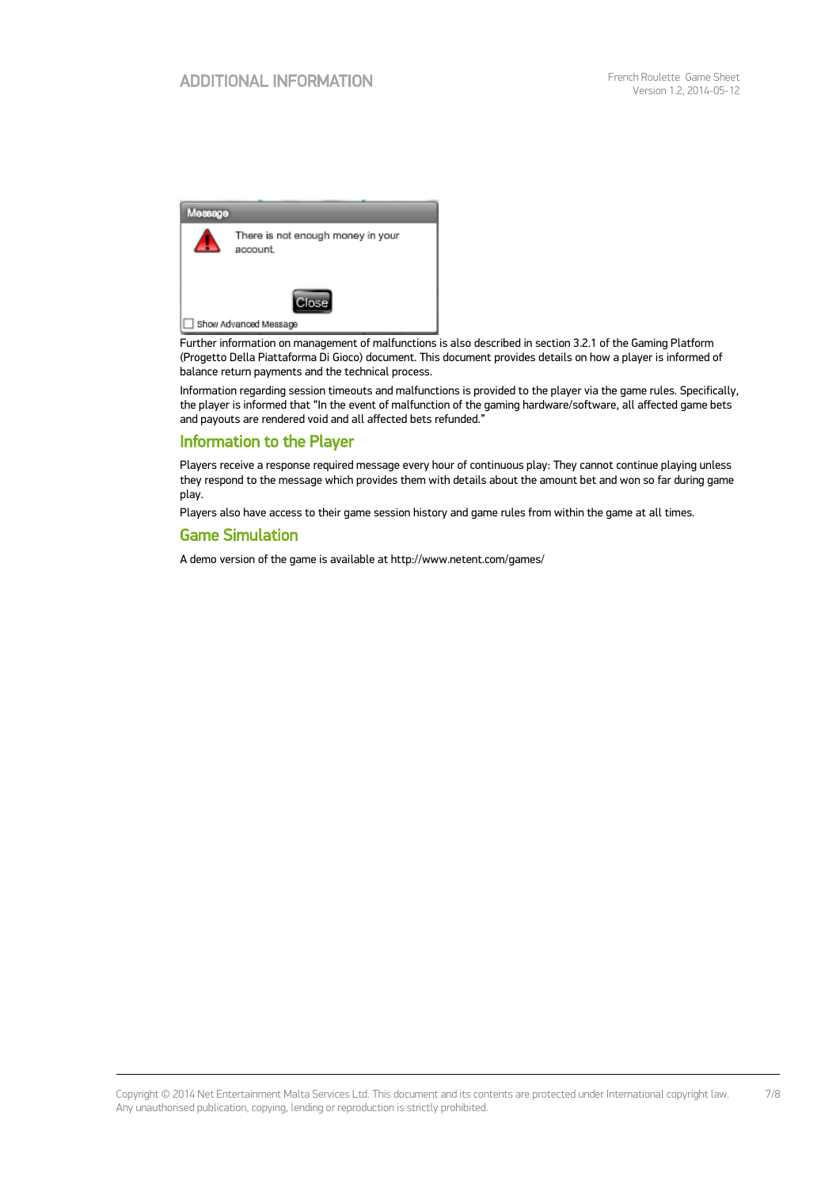Further information on management of malfunctions is also described in section 3.2.1 of the Gaming Platform (Progetto Della Piattaforma Di Gioco) document. This document provides details on how a player is informed of balance return payments and the technical process.

Information regarding session timeouts and malfunctions is provided to the player via the game rules. Specifically, the player is informed that "In the event of malfunction of the gaming hardware/software, all affected game bets and payouts are rendered void and all affected bets refunded."

## Information to the Player

Players receive a response required message every hour of continuous play: They cannot continue playing unless they respond to the message which provides them with details about the amount bet and won so far during game play.

Players also have access to their game session history and game rules from within the game at all times.

## Game Simulation

A demo version of the game is available at http://www.netent.com/games/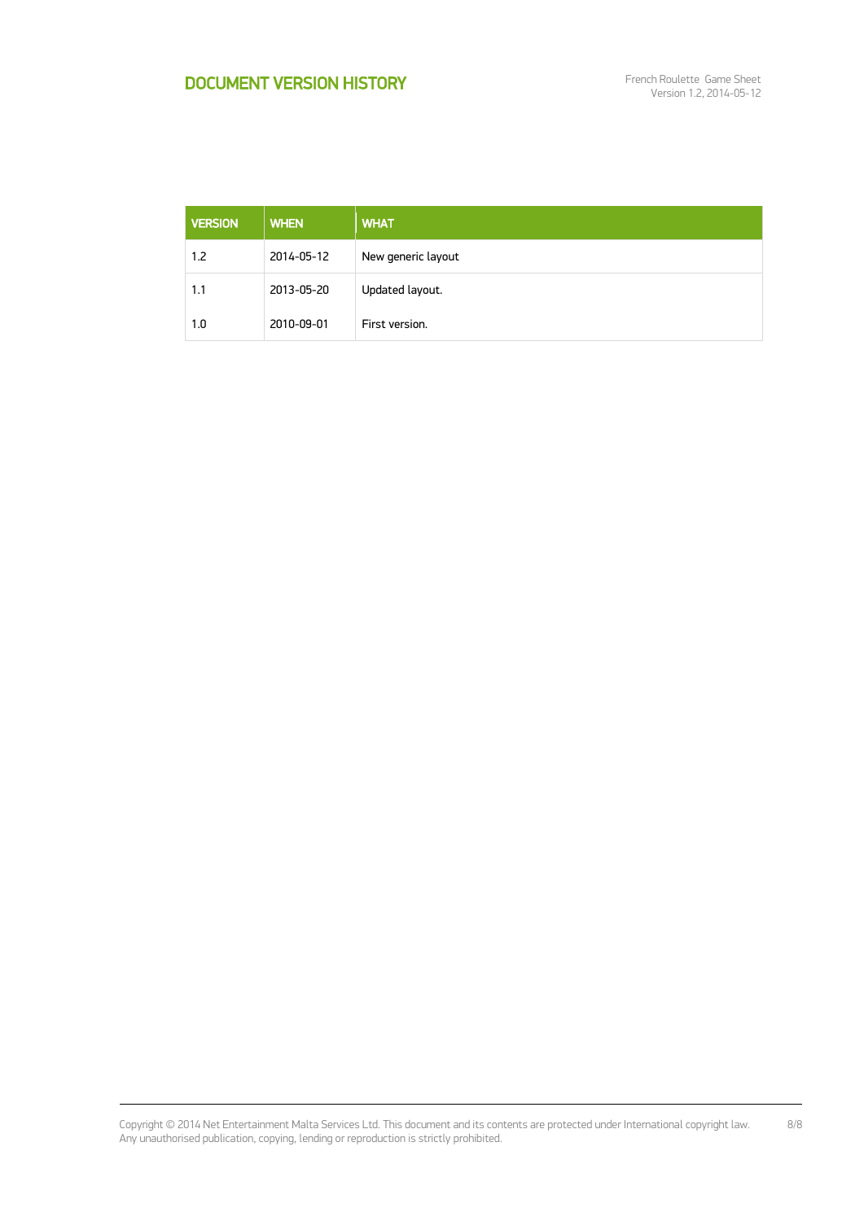# DOCUMENT VERSION HISTORY

| VERSION | WHEN | WHAT |
|---|---|---|
| 1.2 | 2014-05-12 | New generic layout |
| 1.1 | 2013-05-20 | Updated layout. |
| 1.0 | 2010-09-01 | First version. |